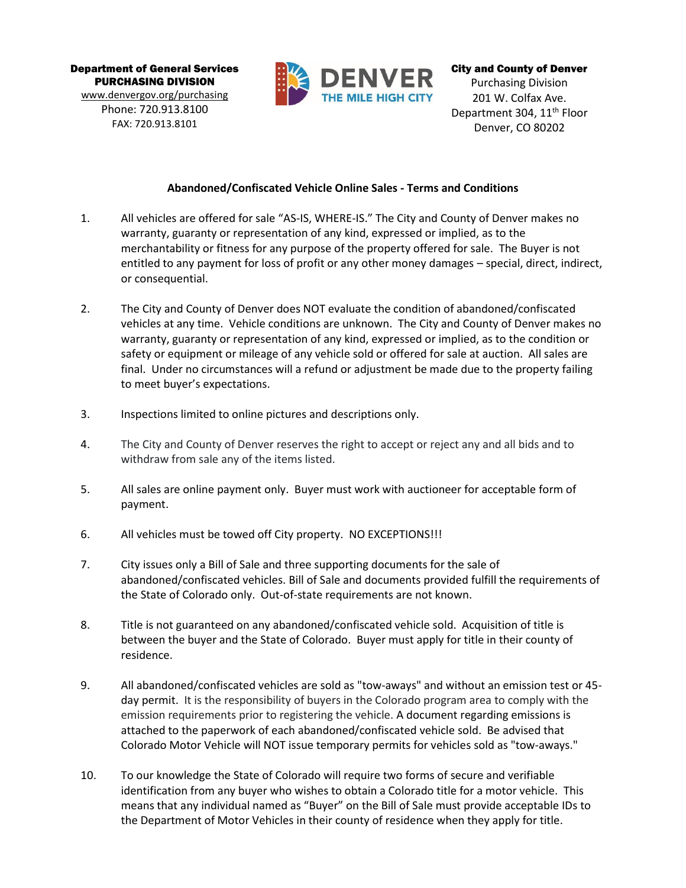**Department of General Services**
**PURCHASING DIVISION**
www.denvergov.org/purchasing
Phone: 720.913.8100
FAX: 720.913.8101

DENVER
THE MILE HIGH CITY

**City and County of Denver**
Purchasing Division
201 W. Colfax Ave.
Department 304, 11th Floor
Denver, CO 80202

## Abandoned/Confiscated Vehicle Online Sales - Terms and Conditions

1. All vehicles are offered for sale "AS-IS, WHERE-IS." The City and County of Denver makes no warranty, guaranty or representation of any kind, expressed or implied, as to the merchantability or fitness for any purpose of the property offered for sale. The Buyer is not entitled to any payment for loss of profit or any other money damages – special, direct, indirect, or consequential.

2. The City and County of Denver does NOT evaluate the condition of abandoned/confiscated vehicles at any time. Vehicle conditions are unknown. The City and County of Denver makes no warranty, guaranty or representation of any kind, expressed or implied, as to the condition or safety or equipment or mileage of any vehicle sold or offered for sale at auction. All sales are final. Under no circumstances will a refund or adjustment be made due to the property failing to meet buyer's expectations.

3. Inspections limited to online pictures and descriptions only.

4. The City and County of Denver reserves the right to accept or reject any and all bids and to withdraw from sale any of the items listed.

5. All sales are online payment only. Buyer must work with auctioneer for acceptable form of payment.

6. All vehicles must be towed off City property. NO EXCEPTIONS!!!

7. City issues only a Bill of Sale and three supporting documents for the sale of abandoned/confiscated vehicles. Bill of Sale and documents provided fulfill the requirements of the State of Colorado only. Out-of-state requirements are not known.

8. Title is not guaranteed on any abandoned/confiscated vehicle sold. Acquisition of title is between the buyer and the State of Colorado. Buyer must apply for title in their county of residence.

9. All abandoned/confiscated vehicles are sold as "tow-aways" and without an emission test or 45-day permit. It is the responsibility of buyers in the Colorado program area to comply with the emission requirements prior to registering the vehicle. A document regarding emissions is attached to the paperwork of each abandoned/confiscated vehicle sold. Be advised that Colorado Motor Vehicle will NOT issue temporary permits for vehicles sold as "tow-aways."

10. To our knowledge the State of Colorado will require two forms of secure and verifiable identification from any buyer who wishes to obtain a Colorado title for a motor vehicle. This means that any individual named as "Buyer" on the Bill of Sale must provide acceptable IDs to the Department of Motor Vehicles in their county of residence when they apply for title.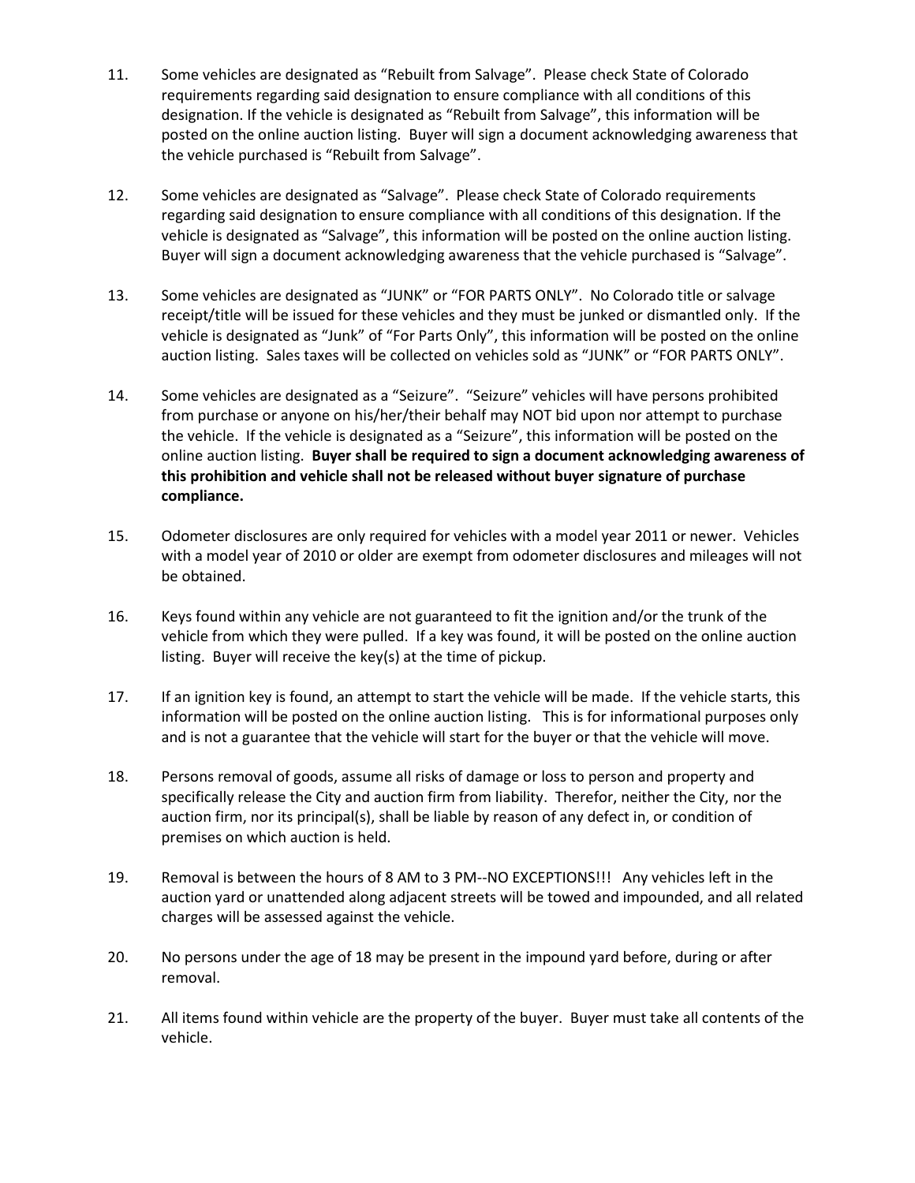11. Some vehicles are designated as "Rebuilt from Salvage". Please check State of Colorado requirements regarding said designation to ensure compliance with all conditions of this designation. If the vehicle is designated as "Rebuilt from Salvage", this information will be posted on the online auction listing. Buyer will sign a document acknowledging awareness that the vehicle purchased is "Rebuilt from Salvage".

12. Some vehicles are designated as "Salvage". Please check State of Colorado requirements regarding said designation to ensure compliance with all conditions of this designation. If the vehicle is designated as "Salvage", this information will be posted on the online auction listing. Buyer will sign a document acknowledging awareness that the vehicle purchased is "Salvage".

13. Some vehicles are designated as "JUNK" or "FOR PARTS ONLY". No Colorado title or salvage receipt/title will be issued for these vehicles and they must be junked or dismantled only. If the vehicle is designated as "Junk" of "For Parts Only", this information will be posted on the online auction listing. Sales taxes will be collected on vehicles sold as "JUNK" or "FOR PARTS ONLY".

14. Some vehicles are designated as a "Seizure". "Seizure" vehicles will have persons prohibited from purchase or anyone on his/her/their behalf may NOT bid upon nor attempt to purchase the vehicle. If the vehicle is designated as a "Seizure", this information will be posted on the online auction listing. **Buyer shall be required to sign a document acknowledging awareness of this prohibition and vehicle shall not be released without buyer signature of purchase compliance.**

15. Odometer disclosures are only required for vehicles with a model year 2011 or newer. Vehicles with a model year of 2010 or older are exempt from odometer disclosures and mileages will not be obtained.

16. Keys found within any vehicle are not guaranteed to fit the ignition and/or the trunk of the vehicle from which they were pulled. If a key was found, it will be posted on the online auction listing. Buyer will receive the key(s) at the time of pickup.

17. If an ignition key is found, an attempt to start the vehicle will be made. If the vehicle starts, this information will be posted on the online auction listing. This is for informational purposes only and is not a guarantee that the vehicle will start for the buyer or that the vehicle will move.

18. Persons removal of goods, assume all risks of damage or loss to person and property and specifically release the City and auction firm from liability. Therefor, neither the City, nor the auction firm, nor its principal(s), shall be liable by reason of any defect in, or condition of premises on which auction is held.

19. Removal is between the hours of 8 AM to 3 PM--NO EXCEPTIONS!!! Any vehicles left in the auction yard or unattended along adjacent streets will be towed and impounded, and all related charges will be assessed against the vehicle.

20. No persons under the age of 18 may be present in the impound yard before, during or after removal.

21. All items found within vehicle are the property of the buyer. Buyer must take all contents of the vehicle.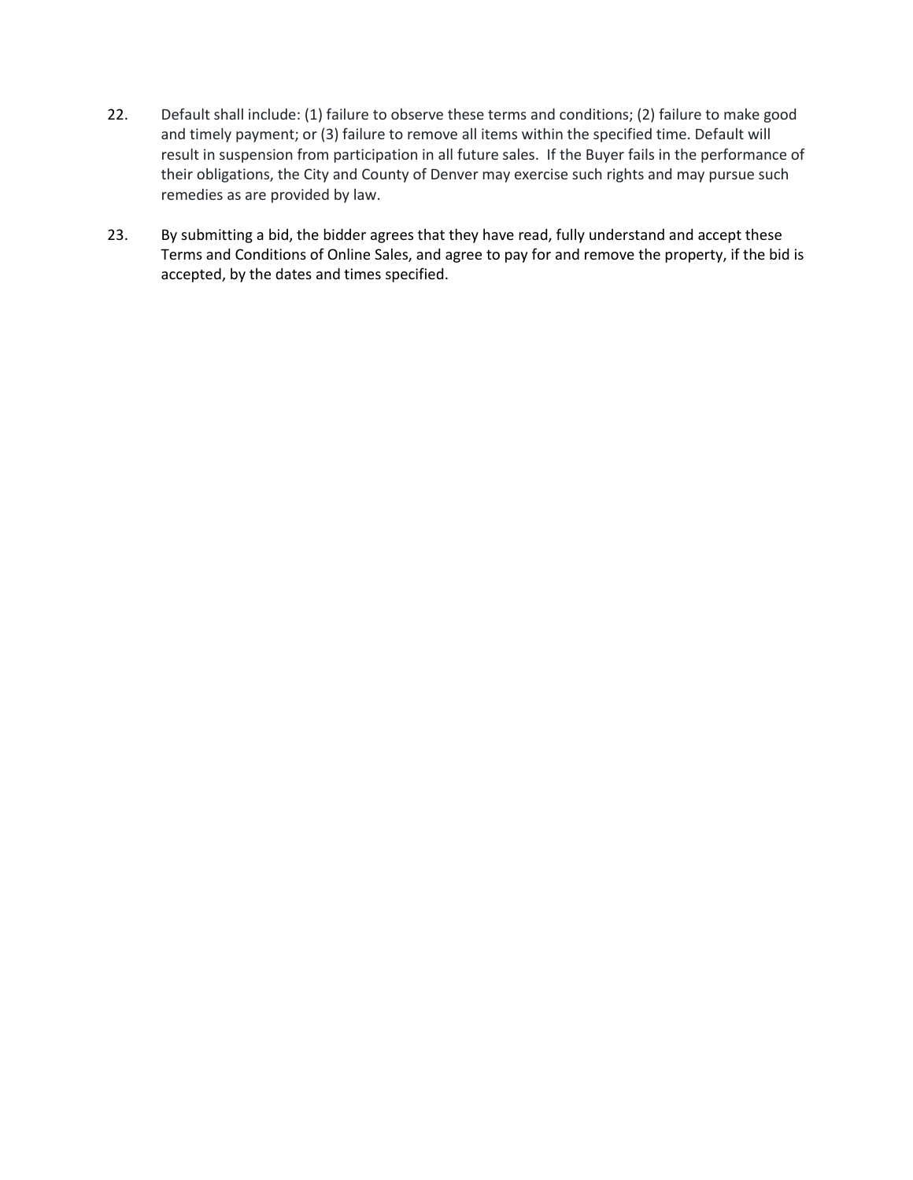22. Default shall include: (1) failure to observe these terms and conditions; (2) failure to make good and timely payment; or (3) failure to remove all items within the specified time. Default will result in suspension from participation in all future sales. If the Buyer fails in the performance of their obligations, the City and County of Denver may exercise such rights and may pursue such remedies as are provided by law.

23. By submitting a bid, the bidder agrees that they have read, fully understand and accept these Terms and Conditions of Online Sales, and agree to pay for and remove the property, if the bid is accepted, by the dates and times specified.